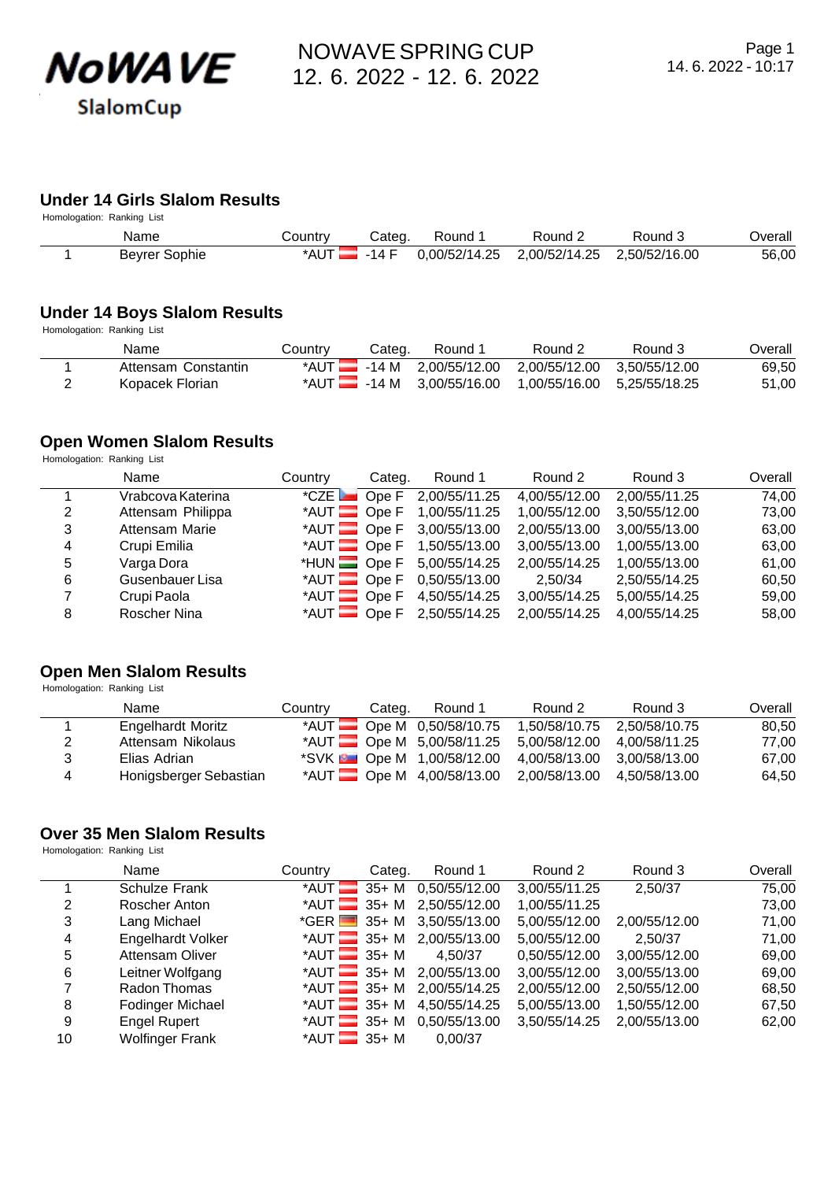# NOWAVE SPRING CUP
12. 6. 2022 - 12. 6. 2022

NoWAVE SlalomCup

14. 6. 2022 - 10:17

## Under 14 Girls Slalom Results

Homologation: Ranking List

| | Name | Country | Categ. | Round 1 | Round 2 | Round 3 | Overall |
|---|---|---|---|---|---|---|---|
| 1 | Beyrer Sophie | *AUT | -14 F | 0,00/52/14.25 | 2,00/52/14.25 | 2,50/52/16.00 | 56,00 |

## Under 14 Boys Slalom Results

Homologation: Ranking List

| | Name | Country | Categ. | Round 1 | Round 2 | Round 3 | Overall |
|---|---|---|---|---|---|---|---|
| 1 | Attensam Constantin | *AUT | -14 M | 2,00/55/12.00 | 2,00/55/12.00 | 3,50/55/12.00 | 69,50 |
| 2 | Kopacek Florian | *AUT | -14 M | 3,00/55/16.00 | 1,00/55/16.00 | 5,25/55/18.25 | 51,00 |

## Open Women Slalom Results

Homologation: Ranking List

| | Name | Country | Categ. | Round 1 | Round 2 | Round 3 | Overall |
|---|---|---|---|---|---|---|---|
| 1 | Vrabcova Katerina | *CZE | Ope F | 2,00/55/11.25 | 4,00/55/12.00 | 2,00/55/11.25 | 74,00 |
| 2 | Attensam Philippa | *AUT | Ope F | 1,00/55/11.25 | 1,00/55/12.00 | 3,50/55/12.00 | 73,00 |
| 3 | Attensam Marie | *AUT | Ope F | 3,00/55/13.00 | 2,00/55/13.00 | 3,00/55/13.00 | 63,00 |
| 4 | Crupi Emilia | *AUT | Ope F | 1,50/55/13.00 | 3,00/55/13.00 | 1,00/55/13.00 | 63,00 |
| 5 | Varga Dora | *HUN | Ope F | 5,00/55/14.25 | 2,00/55/14.25 | 1,00/55/13.00 | 61,00 |
| 6 | Gusenbauer Lisa | *AUT | Ope F | 0,50/55/13.00 | 2,50/34 | 2,50/55/14.25 | 60,50 |
| 7 | Crupi Paola | *AUT | Ope F | 4,50/55/14.25 | 3,00/55/14.25 | 5,00/55/14.25 | 59,00 |
| 8 | Roscher Nina | *AUT | Ope F | 2,50/55/14.25 | 2,00/55/14.25 | 4,00/55/14.25 | 58,00 |

## Open Men Slalom Results

Homologation: Ranking List

| | Name | Country | Categ. | Round 1 | Round 2 | Round 3 | Overall |
|---|---|---|---|---|---|---|---|
| 1 | Engelhardt Moritz | *AUT | Ope M | 0,50/58/10.75 | 1,50/58/10.75 | 2,50/58/10.75 | 80,50 |
| 2 | Attensam Nikolaus | *AUT | Ope M | 5,00/58/11.25 | 5,00/58/12.00 | 4,00/58/11.25 | 77,00 |
| 3 | Elias Adrian | *SVK | Ope M | 1,00/58/12.00 | 4,00/58/13.00 | 3,00/58/13.00 | 67,00 |
| 4 | Honigsberger Sebastian | *AUT | Ope M | 4,00/58/13.00 | 2,00/58/13.00 | 4,50/58/13.00 | 64,50 |

## Over 35 Men Slalom Results

Homologation: Ranking List

| | Name | Country | Categ. | Round 1 | Round 2 | Round 3 | Overall |
|---|---|---|---|---|---|---|---|
| 1 | Schulze Frank | *AUT | 35+ M | 0,50/55/12.00 | 3,00/55/11.25 | 2,50/37 | 75,00 |
| 2 | Roscher Anton | *AUT | 35+ M | 2,50/55/12.00 | 1,00/55/11.25 | | 73,00 |
| 3 | Lang Michael | *GER | 35+ M | 3,50/55/13.00 | 5,00/55/12.00 | 2,00/55/12.00 | 71,00 |
| 4 | Engelhardt Volker | *AUT | 35+ M | 2,00/55/13.00 | 5,00/55/12.00 | 2,50/37 | 71,00 |
| 5 | Attensam Oliver | *AUT | 35+ M | 4,50/37 | 0,50/55/12.00 | 3,00/55/12.00 | 69,00 |
| 6 | Leitner Wolfgang | *AUT | 35+ M | 2,00/55/13.00 | 3,00/55/12.00 | 3,00/55/13.00 | 69,00 |
| 7 | Radon Thomas | *AUT | 35+ M | 2,00/55/14.25 | 2,00/55/12.00 | 2,50/55/12.00 | 68,50 |
| 8 | Fodinger Michael | *AUT | 35+ M | 4,50/55/14.25 | 5,00/55/13.00 | 1,50/55/12.00 | 67,50 |
| 9 | Engel Rupert | *AUT | 35+ M | 0,50/55/13.00 | 3,50/55/14.25 | 2,00/55/13.00 | 62,00 |
| 10 | Wolfinger Frank | *AUT | 35+ M | 0,00/37 | | | |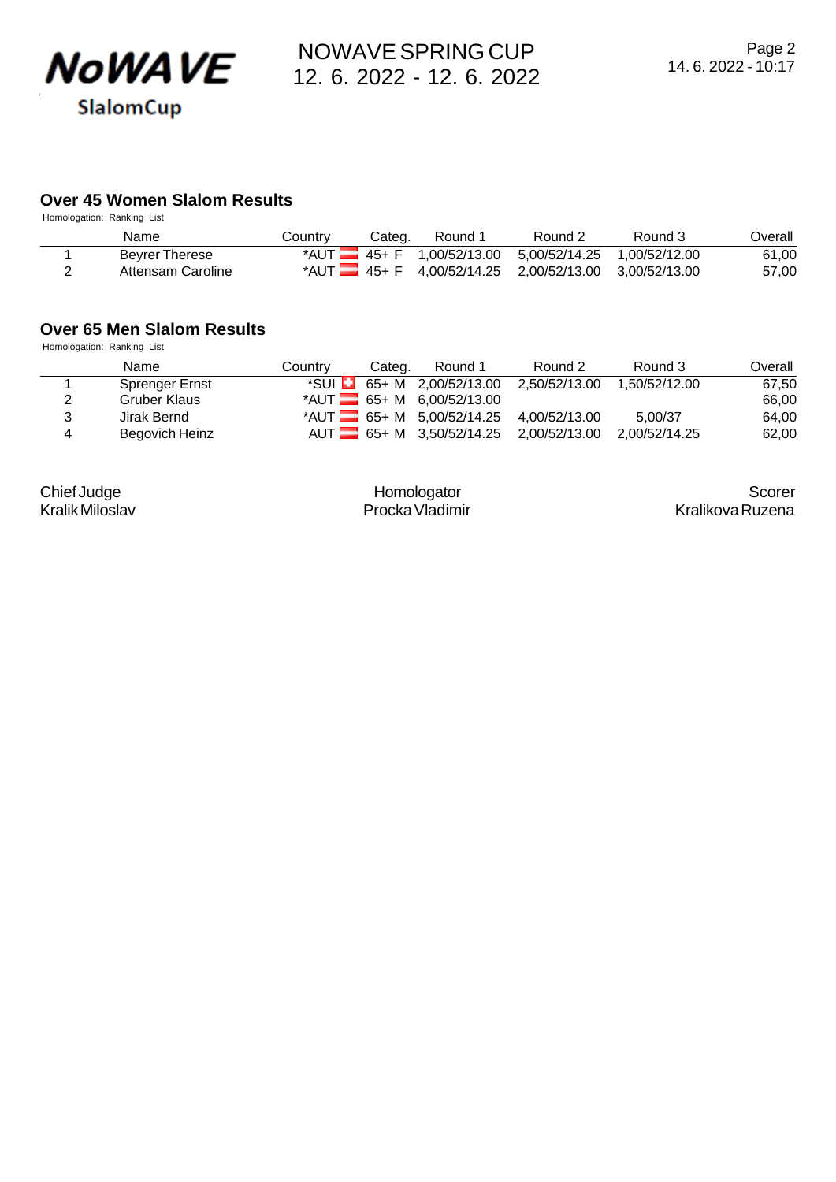## Over 45 Women Slalom Results

Homologation: Ranking List

| | Name | Country | Categ. | Round 1 | Round 2 | Round 3 | Overall |
|---|---|---|---|---|---|---|---|
| 1 | Beyrer Therese | *AUT | 45+ F | 1,00/52/13.00 | 5,00/52/14.25 | 1,00/52/12.00 | 61,00 |
| 2 | Attensam Caroline | *AUT | 45+ F | 4,00/52/14.25 | 2,00/52/13.00 | 3,00/52/13.00 | 57,00 |

## Over 65 Men Slalom Results

Homologation: Ranking List

| | Name | Country | Categ. | Round 1 | Round 2 | Round 3 | Overall |
|---|---|---|---|---|---|---|---|
| 1 | Sprenger Ernst | *SUI | 65+ M | 2,00/52/13.00 | 2,50/52/13.00 | 1,50/52/12.00 | 67,50 |
| 2 | Gruber Klaus | *AUT | 65+ M | 6,00/52/13.00 | | | 66,00 |
| 3 | Jirak Bernd | *AUT | 65+ M | 5,00/52/14.25 | 4,00/52/13.00 | 5,00/37 | 64,00 |
| 4 | Begovich Heinz | AUT | 65+ M | 3,50/52/14.25 | 2,00/52/13.00 | 2,00/52/14.25 | 62,00 |

Chief Judge
Kralik Miloslav

Homologator
Procka Vladimir

Scorer
Kralikova Ruzena